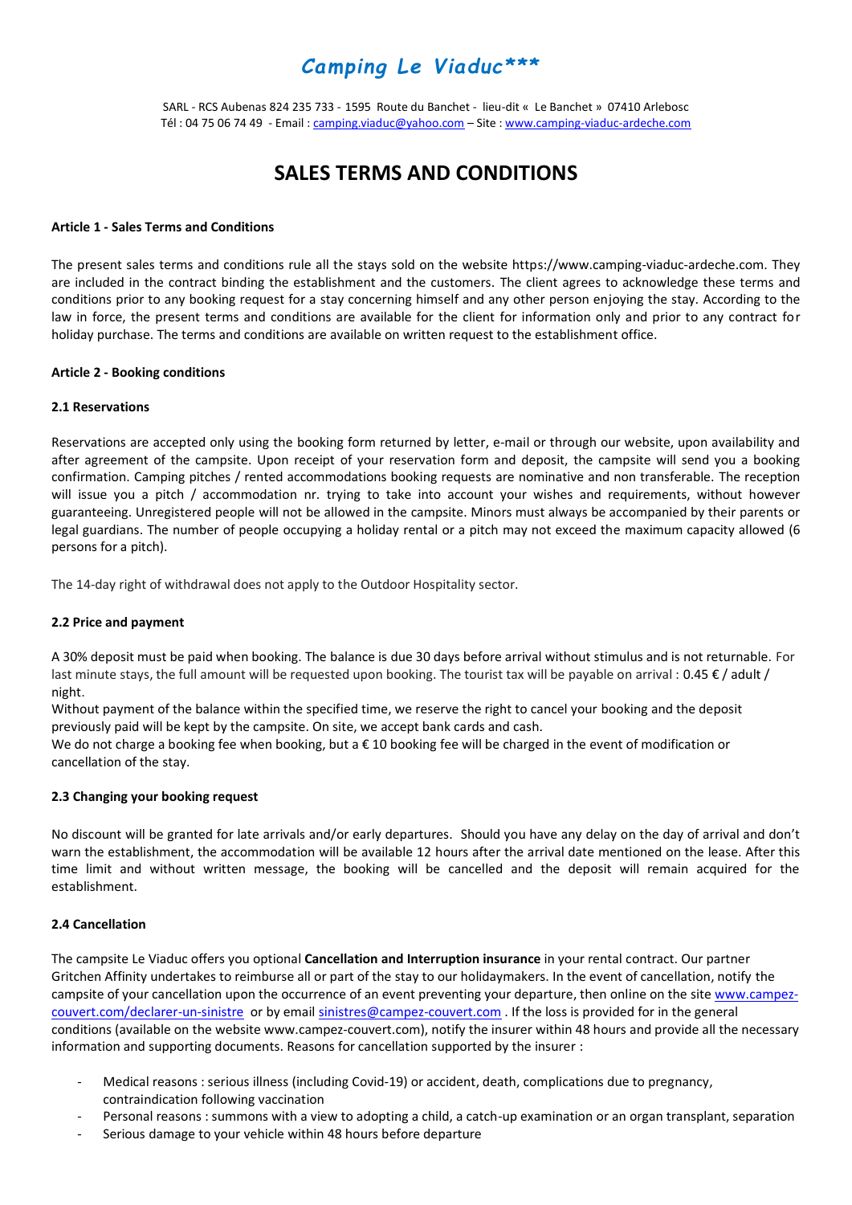# Camping Le Viaduc***

SARL - RCS Aubenas 824 235 733 - 1595 Route du Banchet - lieu-dit « Le Banchet » 07410 Arlebosc
Tél : 04 75 06 74 49 - Email : camping.viaduc@yahoo.com – Site : www.camping-viaduc-ardeche.com

# SALES TERMS AND CONDITIONS

**Article 1 - Sales Terms and Conditions**

The present sales terms and conditions rule all the stays sold on the website https://www.camping-viaduc-ardeche.com. They are included in the contract binding the establishment and the customers. The client agrees to acknowledge these terms and conditions prior to any booking request for a stay concerning himself and any other person enjoying the stay. According to the law in force, the present terms and conditions are available for the client for information only and prior to any contract for holiday purchase. The terms and conditions are available on written request to the establishment office.

**Article 2 - Booking conditions**

**2.1 Reservations**

Reservations are accepted only using the booking form returned by letter, e-mail or through our website, upon availability and after agreement of the campsite. Upon receipt of your reservation form and deposit, the campsite will send you a booking confirmation. Camping pitches / rented accommodations booking requests are nominative and non transferable. The reception will issue you a pitch / accommodation nr. trying to take into account your wishes and requirements, without however guaranteeing. Unregistered people will not be allowed in the campsite. Minors must always be accompanied by their parents or legal guardians. The number of people occupying a holiday rental or a pitch may not exceed the maximum capacity allowed (6 persons for a pitch).

The 14-day right of withdrawal does not apply to the Outdoor Hospitality sector.

**2.2 Price and payment**

A 30% deposit must be paid when booking. The balance is due 30 days before arrival without stimulus and is not returnable. For last minute stays, the full amount will be requested upon booking. The tourist tax will be payable on arrival : 0.45 € / adult / night.
Without payment of the balance within the specified time, we reserve the right to cancel your booking and the deposit previously paid will be kept by the campsite. On site, we accept bank cards and cash.
We do not charge a booking fee when booking, but a € 10 booking fee will be charged in the event of modification or cancellation of the stay.

**2.3 Changing your booking request**

No discount will be granted for late arrivals and/or early departures. Should you have any delay on the day of arrival and don't warn the establishment, the accommodation will be available 12 hours after the arrival date mentioned on the lease. After this time limit and without written message, the booking will be cancelled and the deposit will remain acquired for the establishment.

**2.4 Cancellation**

The campsite Le Viaduc offers you optional **Cancellation and Interruption insurance** in your rental contract. Our partner Gritchen Affinity undertakes to reimburse all or part of the stay to our holidaymakers. In the event of cancellation, notify the campsite of your cancellation upon the occurrence of an event preventing your departure, then online on the site www.campez-couvert.com/declarer-un-sinistre or by email sinistres@campez-couvert.com . If the loss is provided for in the general conditions (available on the website www.campez-couvert.com), notify the insurer within 48 hours and provide all the necessary information and supporting documents. Reasons for cancellation supported by the insurer :

- Medical reasons : serious illness (including Covid-19) or accident, death, complications due to pregnancy, contraindication following vaccination
- Personal reasons : summons with a view to adopting a child, a catch-up examination or an organ transplant, separation
- Serious damage to your vehicle within 48 hours before departure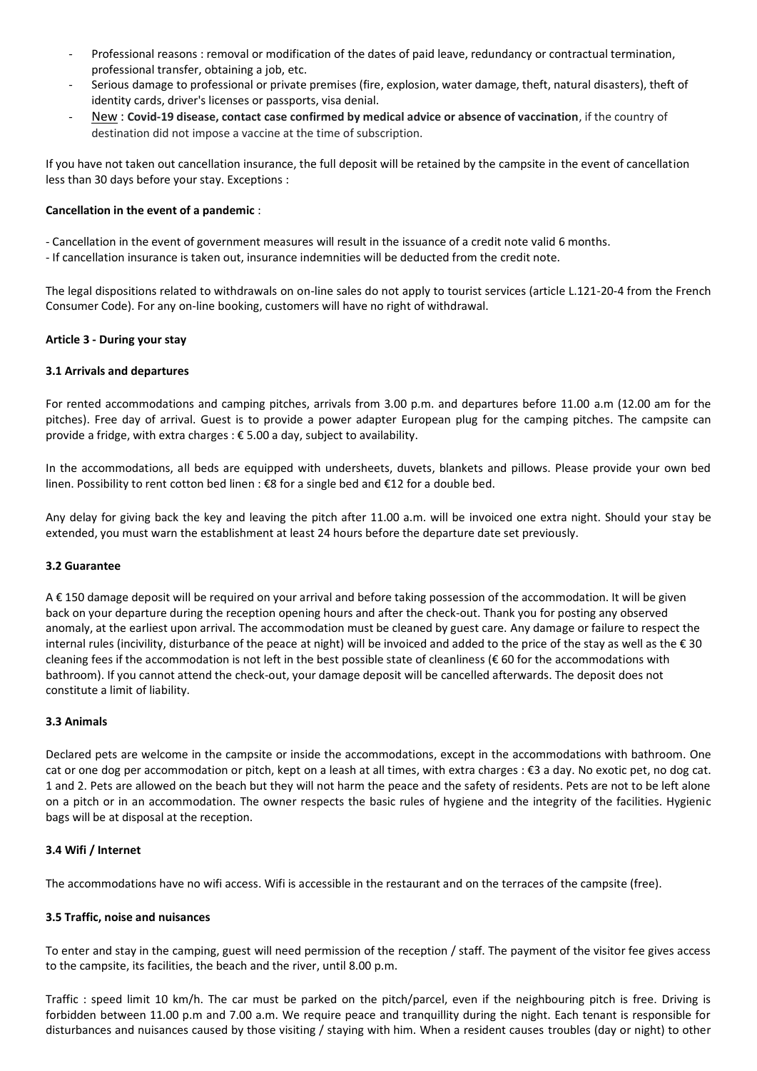- Professional reasons : removal or modification of the dates of paid leave, redundancy or contractual termination, professional transfer, obtaining a job, etc.
- Serious damage to professional or private premises (fire, explosion, water damage, theft, natural disasters), theft of identity cards, driver's licenses or passports, visa denial.
- New : **Covid-19 disease, contact case confirmed by medical advice or absence of vaccination**, if the country of destination did not impose a vaccine at the time of subscription.

If you have not taken out cancellation insurance, the full deposit will be retained by the campsite in the event of cancellation less than 30 days before your stay. Exceptions :

**Cancellation in the event of a pandemic** :

- Cancellation in the event of government measures will result in the issuance of a credit note valid 6 months.
- If cancellation insurance is taken out, insurance indemnities will be deducted from the credit note.

The legal dispositions related to withdrawals on on-line sales do not apply to tourist services (article L.121-20-4 from the French Consumer Code). For any on-line booking, customers will have no right of withdrawal.

**Article 3 - During your stay**

**3.1 Arrivals and departures**

For rented accommodations and camping pitches, arrivals from 3.00 p.m. and departures before 11.00 a.m (12.00 am for the pitches). Free day of arrival. Guest is to provide a power adapter European plug for the camping pitches. The campsite can provide a fridge, with extra charges : € 5.00 a day, subject to availability.

In the accommodations, all beds are equipped with undersheets, duvets, blankets and pillows. Please provide your own bed linen. Possibility to rent cotton bed linen : €8 for a single bed and €12 for a double bed.

Any delay for giving back the key and leaving the pitch after 11.00 a.m. will be invoiced one extra night. Should your stay be extended, you must warn the establishment at least 24 hours before the departure date set previously.

**3.2 Guarantee**

A € 150 damage deposit will be required on your arrival and before taking possession of the accommodation. It will be given back on your departure during the reception opening hours and after the check-out. Thank you for posting any observed anomaly, at the earliest upon arrival. The accommodation must be cleaned by guest care. Any damage or failure to respect the internal rules (incivility, disturbance of the peace at night) will be invoiced and added to the price of the stay as well as the € 30 cleaning fees if the accommodation is not left in the best possible state of cleanliness (€ 60 for the accommodations with bathroom). If you cannot attend the check-out, your damage deposit will be cancelled afterwards. The deposit does not constitute a limit of liability.

**3.3 Animals**

Declared pets are welcome in the campsite or inside the accommodations, except in the accommodations with bathroom. One cat or one dog per accommodation or pitch, kept on a leash at all times, with extra charges : €3 a day. No exotic pet, no dog cat. 1 and 2. Pets are allowed on the beach but they will not harm the peace and the safety of residents. Pets are not to be left alone on a pitch or in an accommodation. The owner respects the basic rules of hygiene and the integrity of the facilities. Hygienic bags will be at disposal at the reception.

**3.4 Wifi / Internet**

The accommodations have no wifi access. Wifi is accessible in the restaurant and on the terraces of the campsite (free).

**3.5 Traffic, noise and nuisances**

To enter and stay in the camping, guest will need permission of the reception / staff. The payment of the visitor fee gives access to the campsite, its facilities, the beach and the river, until 8.00 p.m.

Traffic : speed limit 10 km/h. The car must be parked on the pitch/parcel, even if the neighbouring pitch is free. Driving is forbidden between 11.00 p.m and 7.00 a.m. We require peace and tranquillity during the night. Each tenant is responsible for disturbances and nuisances caused by those visiting / staying with him. When a resident causes troubles (day or night) to other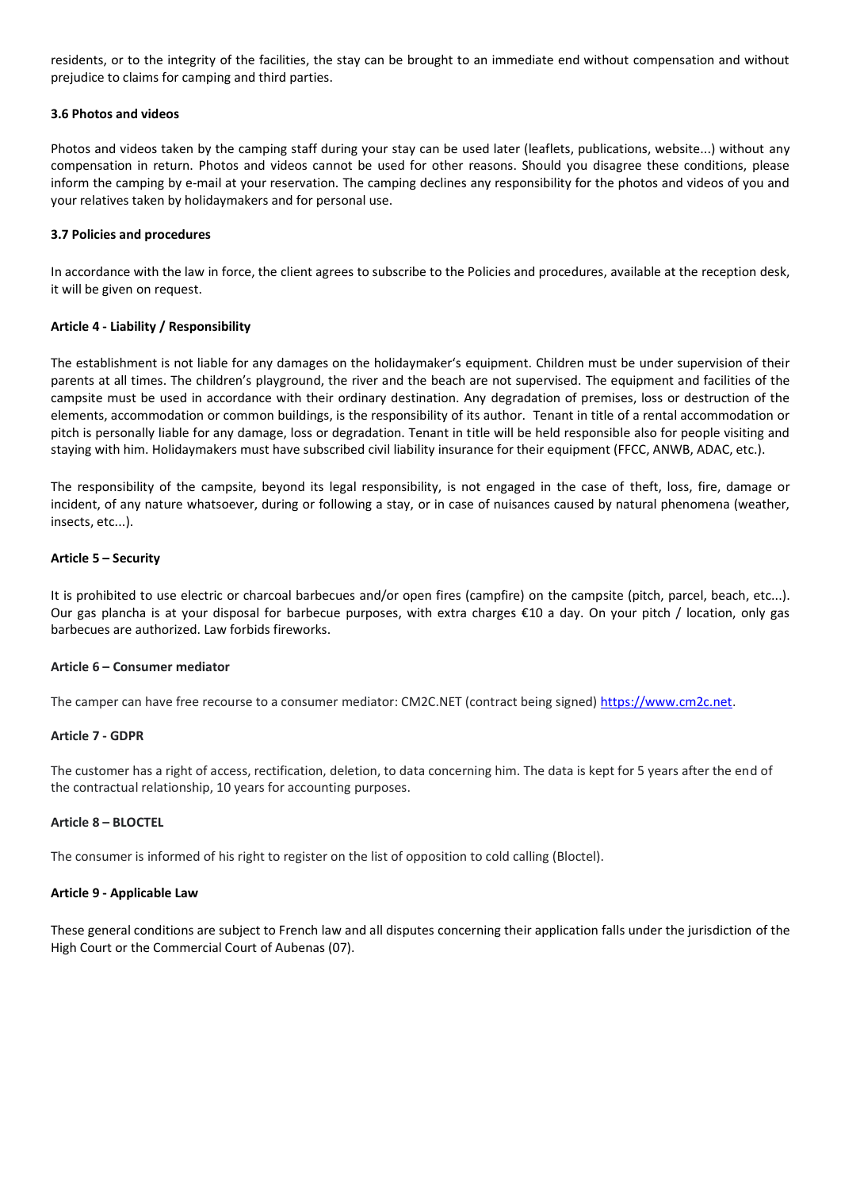residents, or to the integrity of the facilities, the stay can be brought to an immediate end without compensation and without prejudice to claims for camping and third parties.

**3.6 Photos and videos**

Photos and videos taken by the camping staff during your stay can be used later (leaflets, publications, website...) without any compensation in return. Photos and videos cannot be used for other reasons. Should you disagree these conditions, please inform the camping by e-mail at your reservation. The camping declines any responsibility for the photos and videos of you and your relatives taken by holidaymakers and for personal use.

**3.7 Policies and procedures**

In accordance with the law in force, the client agrees to subscribe to the Policies and procedures, available at the reception desk, it will be given on request.

**Article 4 - Liability / Responsibility**

The establishment is not liable for any damages on the holidaymaker's equipment. Children must be under supervision of their parents at all times. The children's playground, the river and the beach are not supervised. The equipment and facilities of the campsite must be used in accordance with their ordinary destination. Any degradation of premises, loss or destruction of the elements, accommodation or common buildings, is the responsibility of its author. Tenant in title of a rental accommodation or pitch is personally liable for any damage, loss or degradation. Tenant in title will be held responsible also for people visiting and staying with him. Holidaymakers must have subscribed civil liability insurance for their equipment (FFCC, ANWB, ADAC, etc.).

The responsibility of the campsite, beyond its legal responsibility, is not engaged in the case of theft, loss, fire, damage or incident, of any nature whatsoever, during or following a stay, or in case of nuisances caused by natural phenomena (weather, insects, etc...).

**Article 5 – Security**

It is prohibited to use electric or charcoal barbecues and/or open fires (campfire) on the campsite (pitch, parcel, beach, etc...). Our gas plancha is at your disposal for barbecue purposes, with extra charges €10 a day. On your pitch / location, only gas barbecues are authorized. Law forbids fireworks.

**Article 6 – Consumer mediator**

The camper can have free recourse to a consumer mediator: CM2C.NET (contract being signed) [https://www.cm2c.net](https://www.cm2c.net).

**Article 7 - GDPR**

The customer has a right of access, rectification, deletion, to data concerning him. The data is kept for 5 years after the end of the contractual relationship, 10 years for accounting purposes.

**Article 8 – BLOCTEL**

The consumer is informed of his right to register on the list of opposition to cold calling (Bloctel).

**Article 9 - Applicable Law**

These general conditions are subject to French law and all disputes concerning their application falls under the jurisdiction of the High Court or the Commercial Court of Aubenas (07).